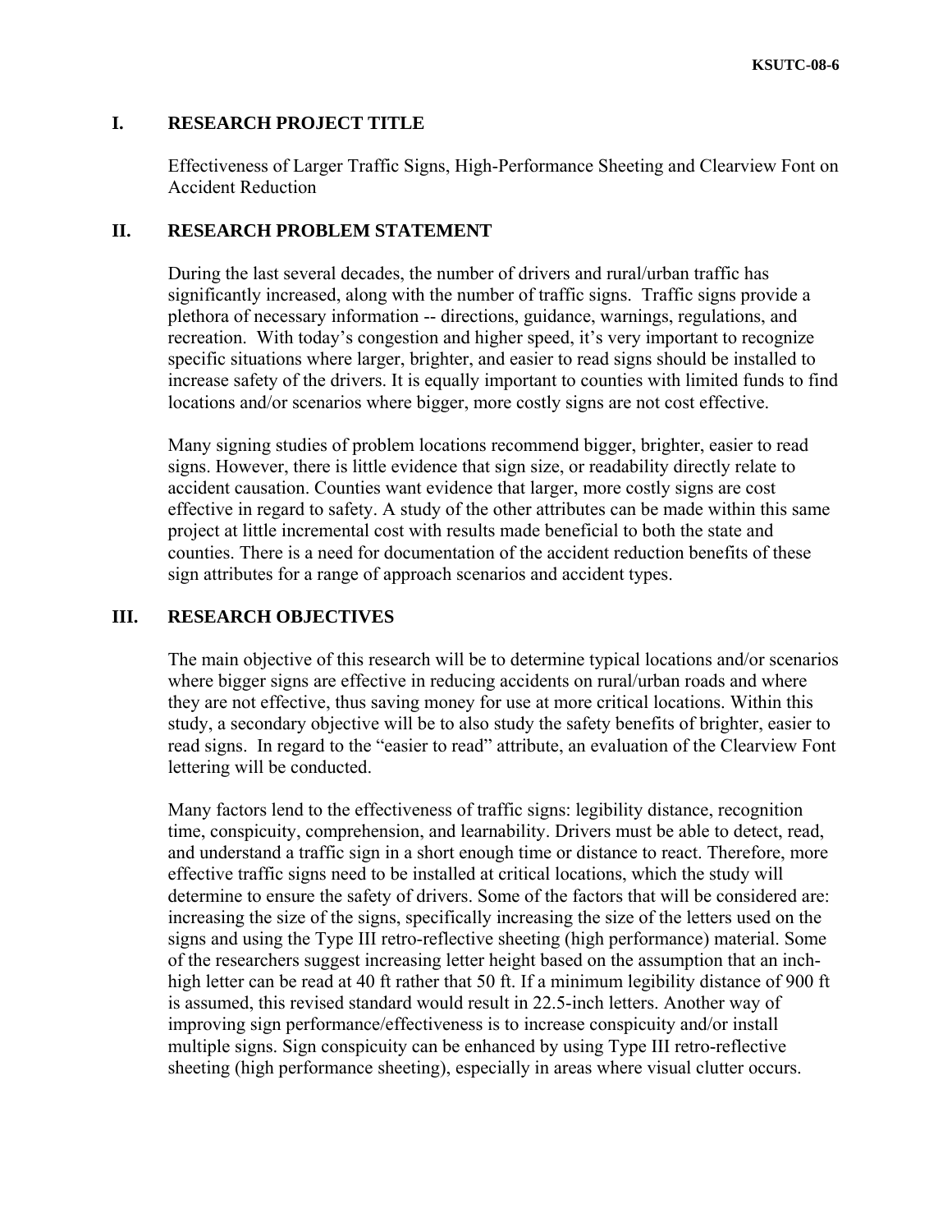## I. RESEARCH PROJECT TITLE

Effectiveness of Larger Traffic Signs, High-Performance Sheeting and Clearview Font on Accident Reduction

## II. RESEARCH PROBLEM STATEMENT

During the last several decades, the number of drivers and rural/urban traffic has significantly increased, along with the number of traffic signs. Traffic signs provide a plethora of necessary information -- directions, guidance, warnings, regulations, and recreation. With today's congestion and higher speed, it's very important to recognize specific situations where larger, brighter, and easier to read signs should be installed to increase safety of the drivers. It is equally important to counties with limited funds to find locations and/or scenarios where bigger, more costly signs are not cost effective.

Many signing studies of problem locations recommend bigger, brighter, easier to read signs. However, there is little evidence that sign size, or readability directly relate to accident causation. Counties want evidence that larger, more costly signs are cost effective in regard to safety. A study of the other attributes can be made within this same project at little incremental cost with results made beneficial to both the state and counties. There is a need for documentation of the accident reduction benefits of these sign attributes for a range of approach scenarios and accident types.

## III. RESEARCH OBJECTIVES

The main objective of this research will be to determine typical locations and/or scenarios where bigger signs are effective in reducing accidents on rural/urban roads and where they are not effective, thus saving money for use at more critical locations. Within this study, a secondary objective will be to also study the safety benefits of brighter, easier to read signs. In regard to the "easier to read" attribute, an evaluation of the Clearview Font lettering will be conducted.

Many factors lend to the effectiveness of traffic signs: legibility distance, recognition time, conspicuity, comprehension, and learnability. Drivers must be able to detect, read, and understand a traffic sign in a short enough time or distance to react. Therefore, more effective traffic signs need to be installed at critical locations, which the study will determine to ensure the safety of drivers. Some of the factors that will be considered are: increasing the size of the signs, specifically increasing the size of the letters used on the signs and using the Type III retro-reflective sheeting (high performance) material. Some of the researchers suggest increasing letter height based on the assumption that an inch-high letter can be read at 40 ft rather that 50 ft. If a minimum legibility distance of 900 ft is assumed, this revised standard would result in 22.5-inch letters. Another way of improving sign performance/effectiveness is to increase conspicuity and/or install multiple signs. Sign conspicuity can be enhanced by using Type III retro-reflective sheeting (high performance sheeting), especially in areas where visual clutter occurs.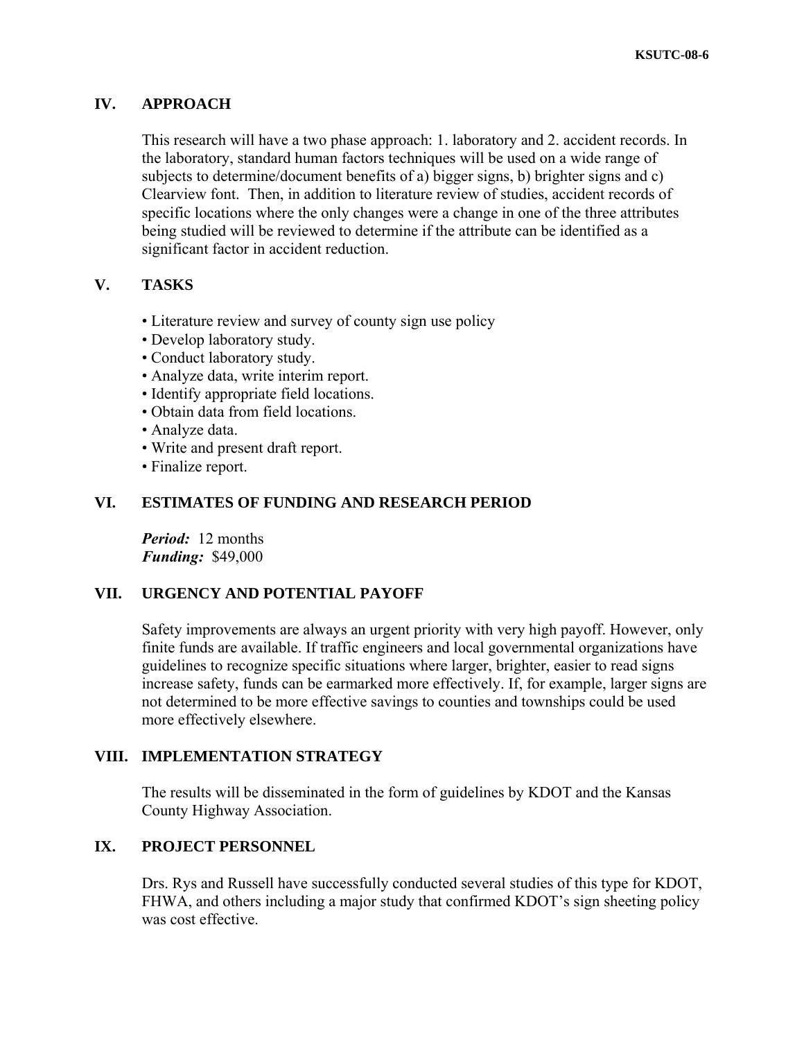## IV. APPROACH

This research will have a two phase approach: 1. laboratory and 2. accident records. In the laboratory, standard human factors techniques will be used on a wide range of subjects to determine/document benefits of a) bigger signs, b) brighter signs and c) Clearview font. Then, in addition to literature review of studies, accident records of specific locations where the only changes were a change in one of the three attributes being studied will be reviewed to determine if the attribute can be identified as a significant factor in accident reduction.

## V. TASKS

- Literature review and survey of county sign use policy
- Develop laboratory study.
- Conduct laboratory study.
- Analyze data, write interim report.
- Identify appropriate field locations.
- Obtain data from field locations.
- Analyze data.
- Write and present draft report.
- Finalize report.

## VI. ESTIMATES OF FUNDING AND RESEARCH PERIOD

***Period:*** 12 months
***Funding:*** $49,000

## VII. URGENCY AND POTENTIAL PAYOFF

Safety improvements are always an urgent priority with very high payoff. However, only finite funds are available. If traffic engineers and local governmental organizations have guidelines to recognize specific situations where larger, brighter, easier to read signs increase safety, funds can be earmarked more effectively. If, for example, larger signs are not determined to be more effective savings to counties and townships could be used more effectively elsewhere.

## VIII. IMPLEMENTATION STRATEGY

The results will be disseminated in the form of guidelines by KDOT and the Kansas County Highway Association.

## IX. PROJECT PERSONNEL

Drs. Rys and Russell have successfully conducted several studies of this type for KDOT, FHWA, and others including a major study that confirmed KDOT's sign sheeting policy was cost effective.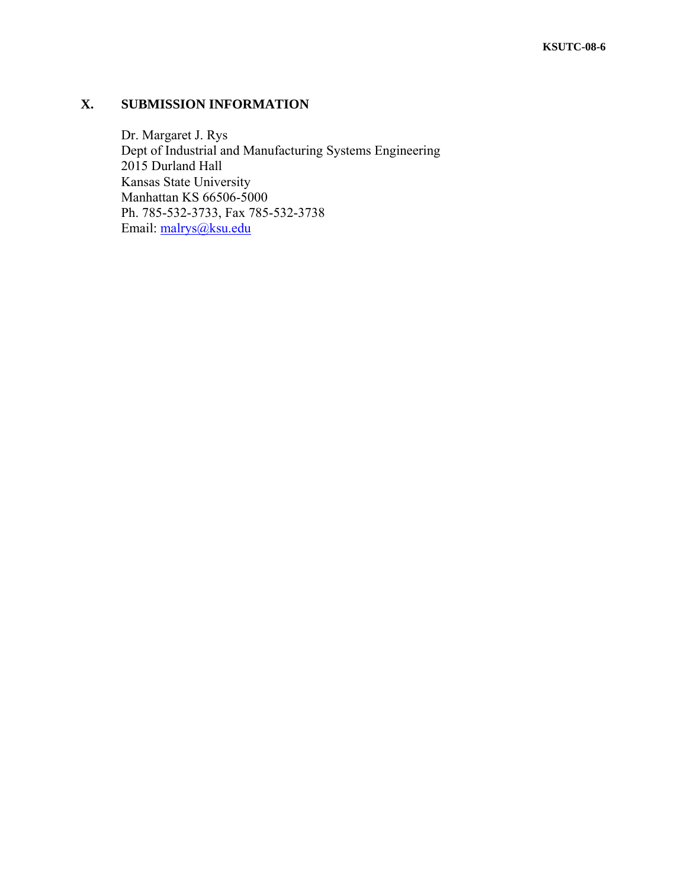## X. SUBMISSION INFORMATION

Dr. Margaret J. Rys
Dept of Industrial and Manufacturing Systems Engineering
2015 Durland Hall
Kansas State University
Manhattan KS 66506-5000
Ph. 785-532-3733, Fax 785-532-3738
Email: malrys@ksu.edu